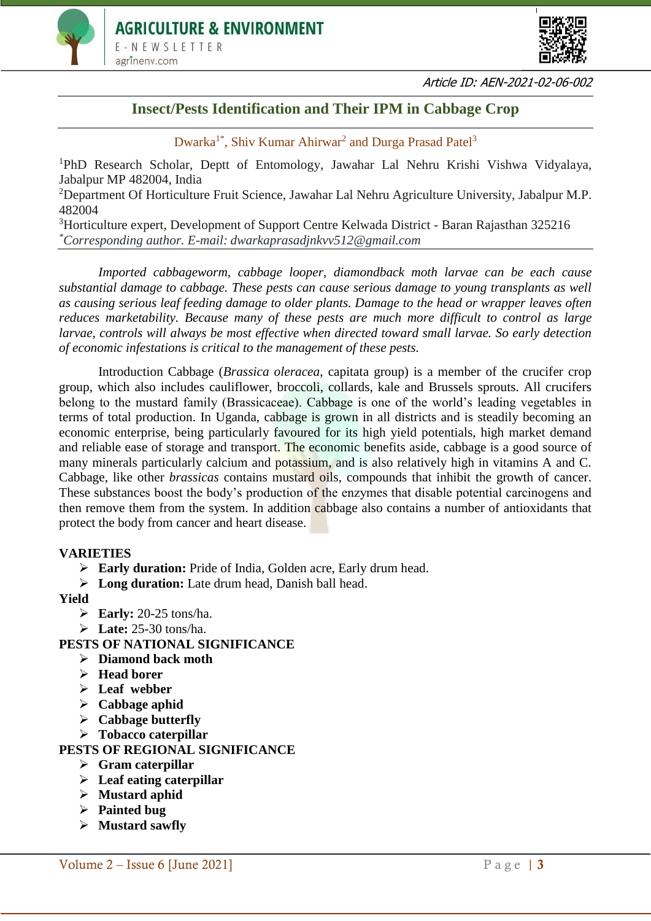Article ID: AEN-2021-02-06-002

# Insect/Pests Identification and Their IPM in Cabbage Crop

Dwarka[1*], Shiv Kumar Ahirwar[2] and Durga Prasad Patel[3]

[1]PhD Research Scholar, Deptt of Entomology, Jawahar Lal Nehru Krishi Vishwa Vidyalaya, Jabalpur MP 482004, India

[2]Department Of Horticulture Fruit Science, Jawahar Lal Nehru Agriculture University, Jabalpur M.P. 482004

[3]Horticulture expert, Development of Support Centre Kelwada District - Baran Rajasthan 325216

[*]*Corresponding author. E-mail: dwarkaprasadjnkvv512@gmail.com*

*Imported cabbageworm, cabbage looper, diamondback moth larvae can be each cause substantial damage to cabbage. These pests can cause serious damage to young transplants as well as causing serious leaf feeding damage to older plants. Damage to the head or wrapper leaves often reduces marketability. Because many of these pests are much more difficult to control as large larvae, controls will always be most effective when directed toward small larvae. So early detection of economic infestations is critical to the management of these pests.*

Introduction Cabbage (*Brassica oleracea*, capitata group) is a member of the crucifer crop group, which also includes cauliflower, broccoli, collards, kale and Brussels sprouts. All crucifers belong to the mustard family (Brassicaceae). Cabbage is one of the world's leading vegetables in terms of total production. In Uganda, cabbage is grown in all districts and is steadily becoming an economic enterprise, being particularly favoured for its high yield potentials, high market demand and reliable ease of storage and transport. The economic benefits aside, cabbage is a good source of many minerals particularly calcium and potassium, and is also relatively high in vitamins A and C. Cabbage, like other *brassicas* contains mustard oils, compounds that inhibit the growth of cancer. These substances boost the body's production of the enzymes that disable potential carcinogens and then remove them from the system. In addition cabbage also contains a number of antioxidants that protect the body from cancer and heart disease.

**VARIETIES**

- **Early duration:** Pride of India, Golden acre, Early drum head.
- **Long duration:** Late drum head, Danish ball head.

**Yield**

- **Early:** 20-25 tons/ha.
- **Late:** 25-30 tons/ha.

**PESTS OF NATIONAL SIGNIFICANCE**

- **Diamond back moth**
- **Head borer**
- **Leaf webber**
- **Cabbage aphid**
- **Cabbage butterfly**
- **Tobacco caterpillar**

**PESTS OF REGIONAL SIGNIFICANCE**

- **Gram caterpillar**
- **Leaf eating caterpillar**
- **Mustard aphid**
- **Painted bug**
- **Mustard sawfly**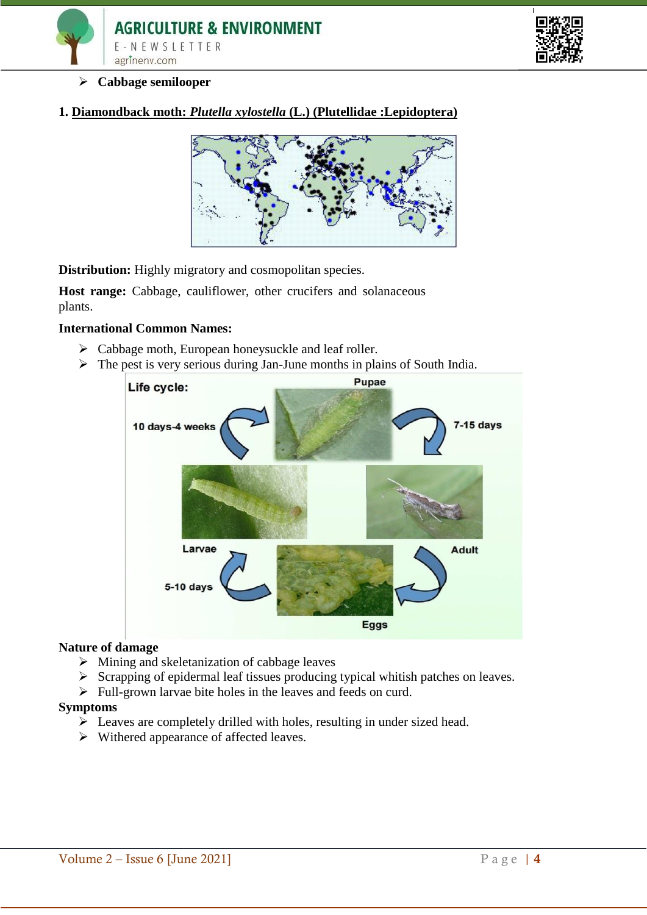- **Cabbage semilooper**

**1. Diamondback moth: *Plutella xylostella* (L.) (Plutellidae :Lepidoptera)**

**Distribution:** Highly migratory and cosmopolitan species.

**Host range:** Cabbage, cauliflower, other crucifers and solanaceous plants.

**International Common Names:**

- Cabbage moth, European honeysuckle and leaf roller.
- The pest is very serious during Jan-June months in plains of South India.

**Nature of damage**

- Mining and skeletanization of cabbage leaves
- Scrapping of epidermal leaf tissues producing typical whitish patches on leaves.
- Full-grown larvae bite holes in the leaves and feeds on curd.

**Symptoms**

- Leaves are completely drilled with holes, resulting in under sized head.
- Withered appearance of affected leaves.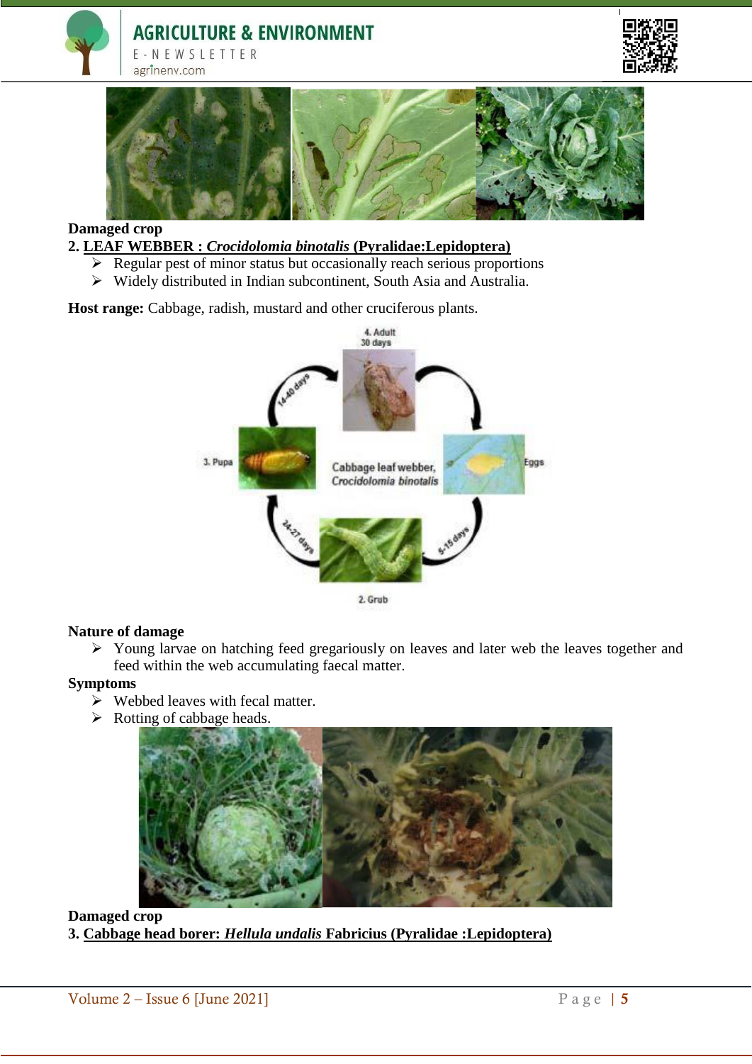**Damaged crop**

**2. LEAF WEBBER : *Crocidolomia binotalis* (Pyralidae:Lepidoptera)**

- Regular pest of minor status but occasionally reach serious proportions
- Widely distributed in Indian subcontinent, South Asia and Australia.

**Host range:** Cabbage, radish, mustard and other cruciferous plants.

**Nature of damage**

- Young larvae on hatching feed gregariously on leaves and later web the leaves together and feed within the web accumulating faecal matter.

**Symptoms**

- Webbed leaves with fecal matter.
- Rotting of cabbage heads.

**Damaged crop**

**3. Cabbage head borer: *Hellula undalis* Fabricius (Pyralidae :Lepidoptera)**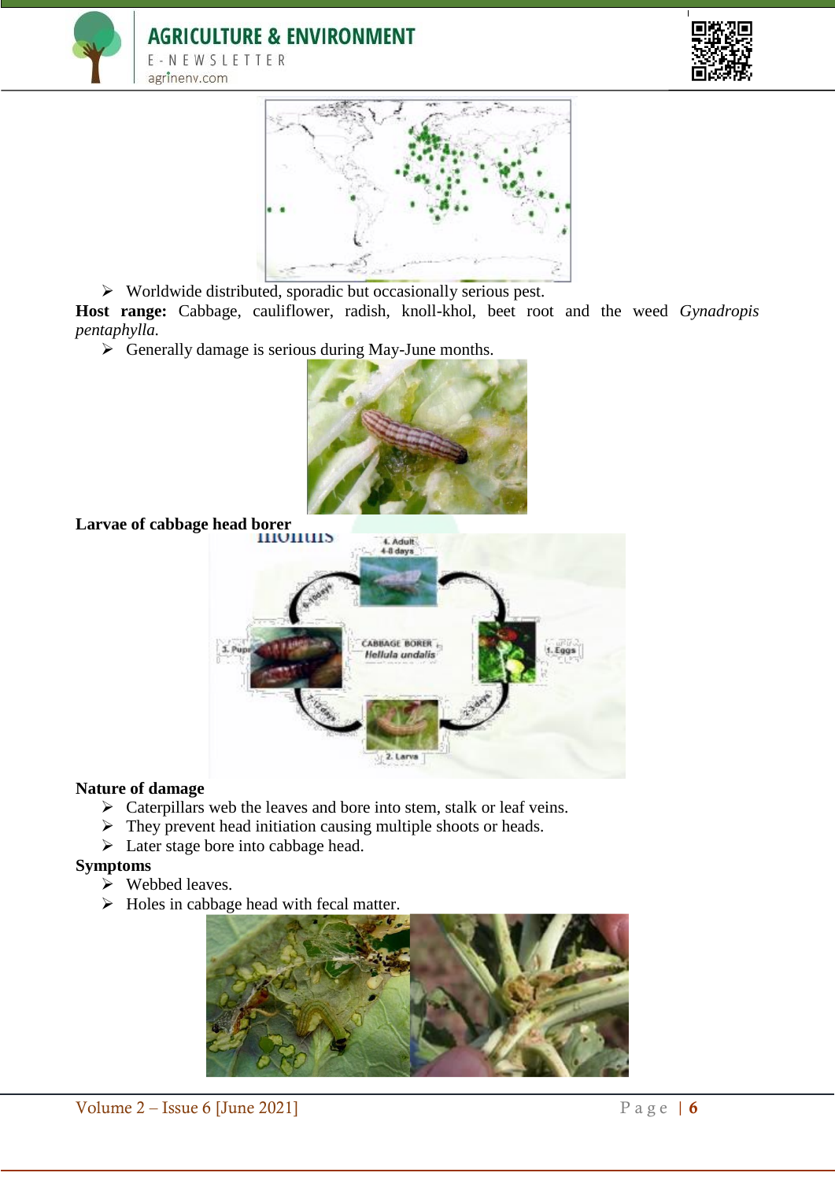- Worldwide distributed, sporadic but occasionally serious pest.

**Host range:** Cabbage, cauliflower, radish, knoll-khol, beet root and the weed *Gynadropis pentaphylla.*

- Generally damage is serious during May-June months.

**Larvae of cabbage head borer**

**Nature of damage**

- Caterpillars web the leaves and bore into stem, stalk or leaf veins.
- They prevent head initiation causing multiple shoots or heads.
- Later stage bore into cabbage head.

**Symptoms**

- Webbed leaves.
- Holes in cabbage head with fecal matter.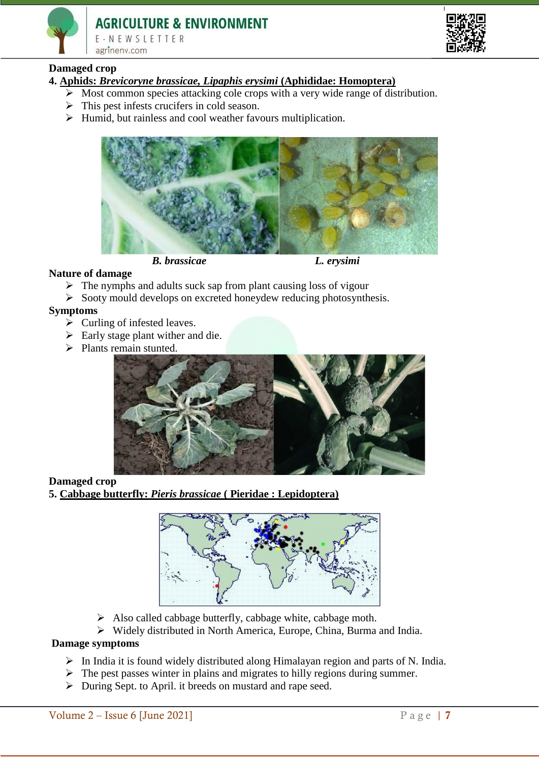**Damaged crop**

**4. Aphids: *Brevicoryne brassicae, Lipaphis erysimi* (Aphididae: Homoptera)**

- Most common species attacking cole crops with a very wide range of distribution.
- This pest infests crucifers in cold season.
- Humid, but rainless and cool weather favours multiplication.

***B. brassicae*** ***L. erysimi***

**Nature of damage**

- The nymphs and adults suck sap from plant causing loss of vigour
- Sooty mould develops on excreted honeydew reducing photosynthesis.

**Symptoms**

- Curling of infested leaves.
- Early stage plant wither and die.
- Plants remain stunted.

**Damaged crop**

**5. Cabbage butterfly: *Pieris brassicae* ( Pieridae : Lepidoptera)**

- Also called cabbage butterfly, cabbage white, cabbage moth.
- Widely distributed in North America, Europe, China, Burma and India.

**Damage symptoms**

- In India it is found widely distributed along Himalayan region and parts of N. India.
- The pest passes winter in plains and migrates to hilly regions during summer.
- During Sept. to April. it breeds on mustard and rape seed.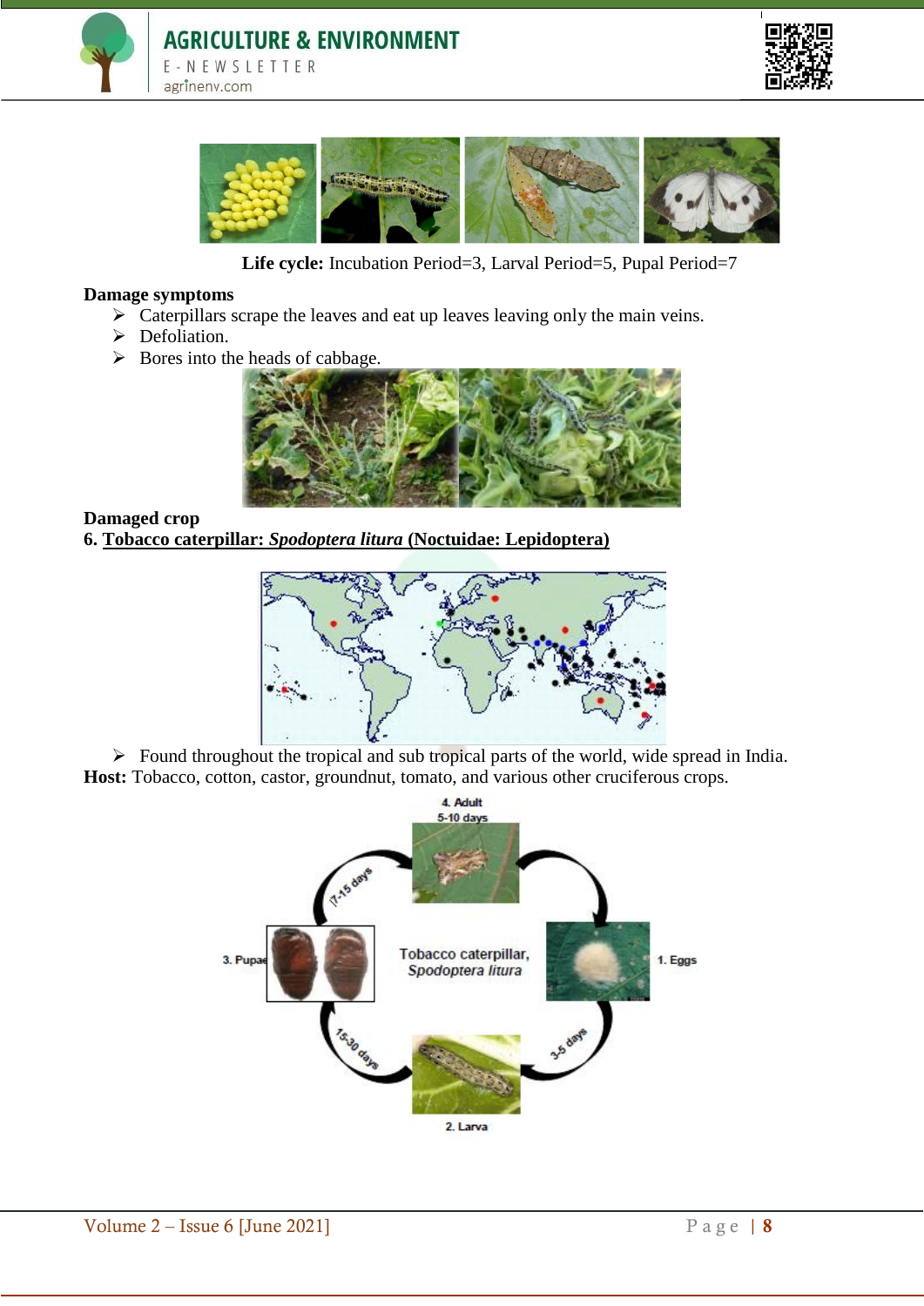**Life cycle:** Incubation Period=3, Larval Period=5, Pupal Period=7

**Damage symptoms**

- Caterpillars scrape the leaves and eat up leaves leaving only the main veins.
- Defoliation.
- Bores into the heads of cabbage.

**Damaged crop**

**6. Tobacco caterpillar: *Spodoptera litura* (Noctuidae: Lepidoptera)**

- Found throughout the tropical and sub tropical parts of the world, wide spread in India.

**Host:** Tobacco, cotton, castor, groundnut, tomato, and various other cruciferous crops.

Tobacco caterpillar, *Spodoptera litura*

1. Eggs
2. Larva
3. Pupae
4. Adult 5-10 days

3-5 days; 15-30 days; 7-15 days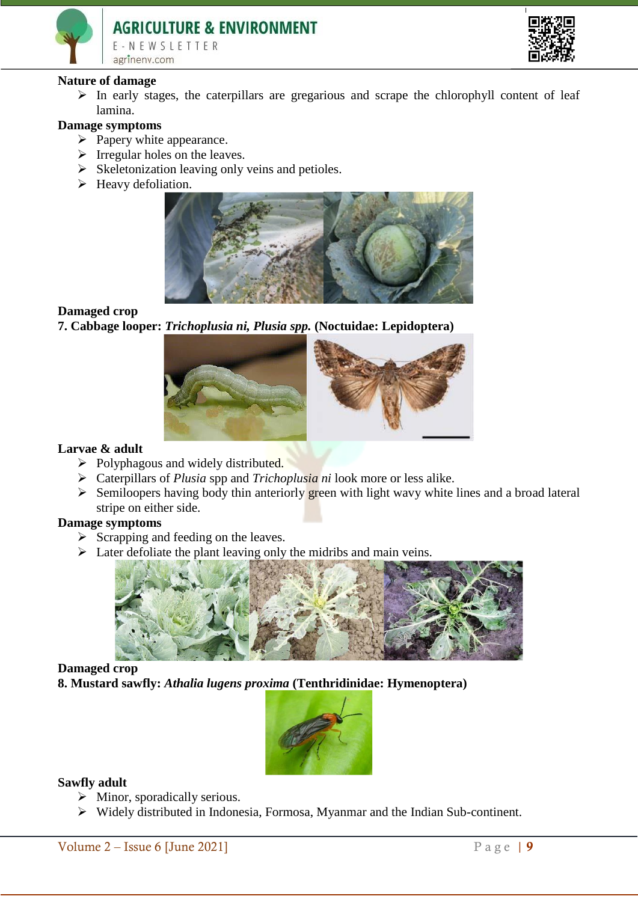**Nature of damage**

- In early stages, the caterpillars are gregarious and scrape the chlorophyll content of leaf lamina.

**Damage symptoms**

- Papery white appearance.
- Irregular holes on the leaves.
- Skeletonization leaving only veins and petioles.
- Heavy defoliation.

**Damaged crop**

**7. Cabbage looper: *Trichoplusia ni, Plusia spp.* (Noctuidae: Lepidoptera)**

**Larvae & adult**

- Polyphagous and widely distributed.
- Caterpillars of *Plusia* spp and *Trichoplusia ni* look more or less alike.
- Semiloopers having body thin anteriorly green with light wavy white lines and a broad lateral stripe on either side.

**Damage symptoms**

- Scrapping and feeding on the leaves.
- Later defoliate the plant leaving only the midribs and main veins.

**Damaged crop**

**8. Mustard sawfly: *Athalia lugens proxima* (Tenthridinidae: Hymenoptera)**

**Sawfly adult**

- Minor, sporadically serious.
- Widely distributed in Indonesia, Formosa, Myanmar and the Indian Sub-continent.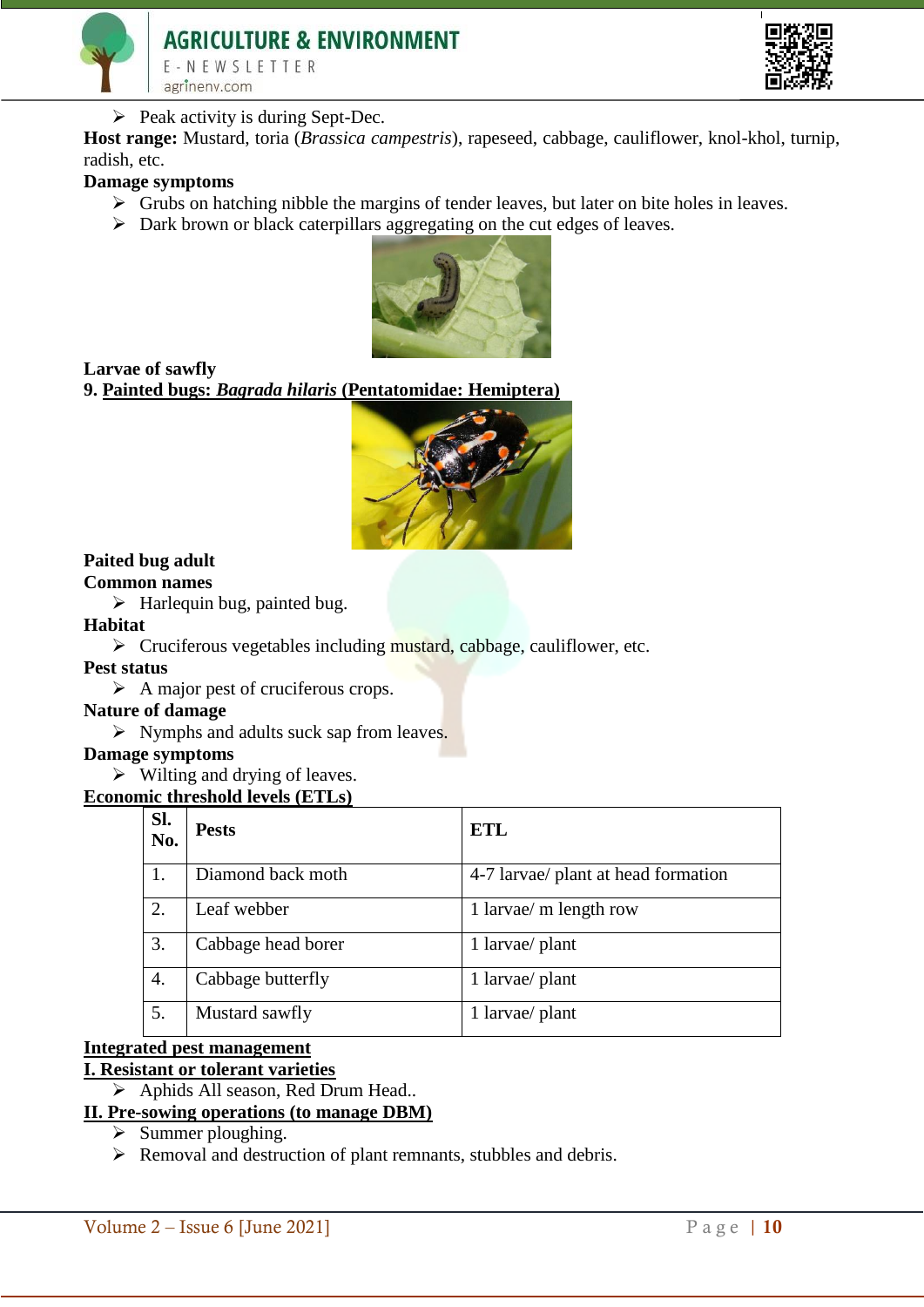- Peak activity is during Sept-Dec.

**Host range:** Mustard, toria (*Brassica campestris*), rapeseed, cabbage, cauliflower, knol-khol, turnip, radish, etc.

**Damage symptoms**

- Grubs on hatching nibble the margins of tender leaves, but later on bite holes in leaves.
- Dark brown or black caterpillars aggregating on the cut edges of leaves.

**Larvae of sawfly**

**9. Painted bugs: *Bagrada hilaris* (Pentatomidae: Hemiptera)**

**Paited bug adult**

**Common names**

- Harlequin bug, painted bug.

**Habitat**

- Cruciferous vegetables including mustard, cabbage, cauliflower, etc.

**Pest status**

- A major pest of cruciferous crops.

**Nature of damage**

- Nymphs and adults suck sap from leaves.

**Damage symptoms**

- Wilting and drying of leaves.

**Economic threshold levels (ETLs)**

| Sl. No. | Pests | ETL |
|---|---|---|
| 1. | Diamond back moth | 4-7 larvae/ plant at head formation |
| 2. | Leaf webber | 1 larvae/ m length row |
| 3. | Cabbage head borer | 1 larvae/ plant |
| 4. | Cabbage butterfly | 1 larvae/ plant |
| 5. | Mustard sawfly | 1 larvae/ plant |

**Integrated pest management**

**I. Resistant or tolerant varieties**

- Aphids All season, Red Drum Head..

**II. Pre-sowing operations (to manage DBM)**

- Summer ploughing.
- Removal and destruction of plant remnants, stubbles and debris.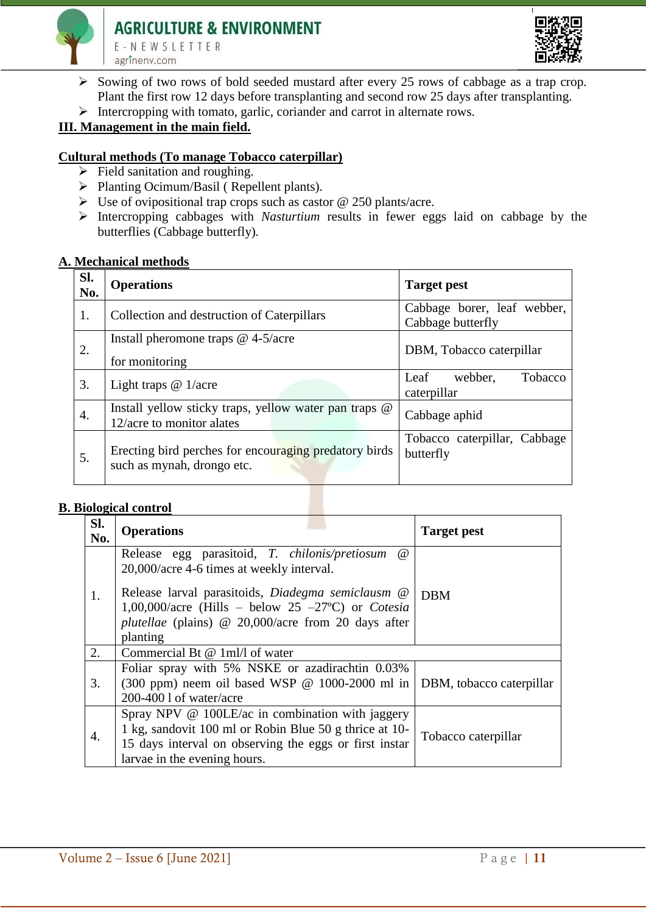- Sowing of two rows of bold seeded mustard after every 25 rows of cabbage as a trap crop. Plant the first row 12 days before transplanting and second row 25 days after transplanting.
- Intercropping with tomato, garlic, coriander and carrot in alternate rows.

**III. Management in the main field.**

**Cultural methods (To manage Tobacco caterpillar)**

- Field sanitation and roughing.
- Planting Ocimum/Basil ( Repellent plants).
- Use of ovipositional trap crops such as castor @ 250 plants/acre.
- Intercropping cabbages with *Nasturtium* results in fewer eggs laid on cabbage by the butterflies (Cabbage butterfly).

**A. Mechanical methods**

| Sl. No. | Operations | Target pest |
|---|---|---|
| 1. | Collection and destruction of Caterpillars | Cabbage borer, leaf webber, Cabbage butterfly |
| 2. | Install pheromone traps @ 4-5/acre for monitoring | DBM, Tobacco caterpillar |
| 3. | Light traps @ 1/acre | Leaf webber, Tobacco caterpillar |
| 4. | Install yellow sticky traps, yellow water pan traps @ 12/acre to monitor alates | Cabbage aphid |
| 5. | Erecting bird perches for encouraging predatory birds such as mynah, drongo etc. | Tobacco caterpillar, Cabbage butterfly |

**B. Biological control**

| Sl. No. | Operations | Target pest |
|---|---|---|
| 1. | Release egg parasitoid, *T. chilonis/pretiosum* @ 20,000/acre 4-6 times at weekly interval. Release larval parasitoids, *Diadegma semiclausm* @ 1,00,000/acre (Hills – below 25 –27ºC) or *Cotesia plutellae* (plains) @ 20,000/acre from 20 days after planting | DBM |
| 2. | Commercial Bt @ 1ml/l of water | |
| 3. | Foliar spray with 5% NSKE or azadirachtin 0.03% (300 ppm) neem oil based WSP @ 1000-2000 ml in 200-400 l of water/acre | DBM, tobacco caterpillar |
| 4. | Spray NPV @ 100LE/ac in combination with jaggery 1 kg, sandovit 100 ml or Robin Blue 50 g thrice at 10-15 days interval on observing the eggs or first instar larvae in the evening hours. | Tobacco caterpillar |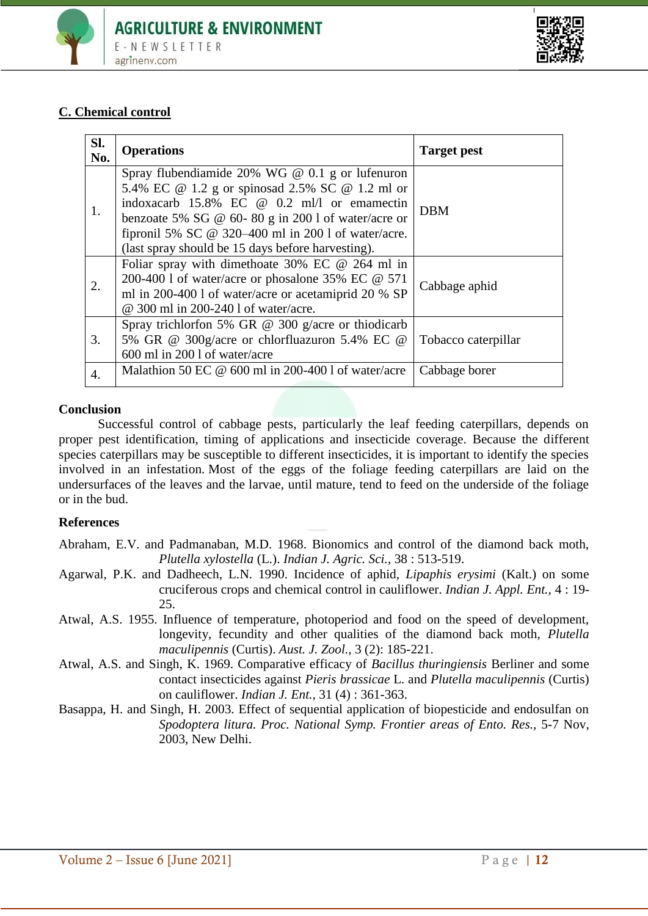## C. Chemical control

| Sl. No. | Operations | Target pest |
|---|---|---|
| 1. | Spray flubendiamide 20% WG @ 0.1 g or lufenuron 5.4% EC @ 1.2 g or spinosad 2.5% SC @ 1.2 ml or indoxacarb 15.8% EC @ 0.2 ml/l or emamectin benzoate 5% SG @ 60- 80 g in 200 l of water/acre or fipronil 5% SC @ 320–400 ml in 200 l of water/acre. (last spray should be 15 days before harvesting). | DBM |
| 2. | Foliar spray with dimethoate 30% EC @ 264 ml in 200-400 l of water/acre or phosalone 35% EC @ 571 ml in 200-400 l of water/acre or acetamiprid 20 % SP @ 300 ml in 200-240 l of water/acre. | Cabbage aphid |
| 3. | Spray trichlorfon 5% GR @ 300 g/acre or thiodicarb 5% GR @ 300g/acre or chlorfluazuron 5.4% EC @ 600 ml in 200 l of water/acre | Tobacco caterpillar |
| 4. | Malathion 50 EC @ 600 ml in 200-400 l of water/acre | Cabbage borer |

**Conclusion**

Successful control of cabbage pests, particularly the leaf feeding caterpillars, depends on proper pest identification, timing of applications and insecticide coverage. Because the different species caterpillars may be susceptible to different insecticides, it is important to identify the species involved in an infestation. Most of the eggs of the foliage feeding caterpillars are laid on the undersurfaces of the leaves and the larvae, until mature, tend to feed on the underside of the foliage or in the bud.

**References**

Abraham, E.V. and Padmanaban, M.D. 1968. Bionomics and control of the diamond back moth, *Plutella xylostella* (L.). *Indian J. Agric. Sci.*, 38 : 513-519.

Agarwal, P.K. and Dadheech, L.N. 1990. Incidence of aphid, *Lipaphis erysimi* (Kalt.) on some cruciferous crops and chemical control in cauliflower. *Indian J. Appl. Ent.*, 4 : 19-25.

Atwal, A.S. 1955. Influence of temperature, photoperiod and food on the speed of development, longevity, fecundity and other qualities of the diamond back moth, *Plutella maculipennis* (Curtis). *Aust. J. Zool.*, 3 (2): 185-221.

Atwal, A.S. and Singh, K. 1969. Comparative efficacy of *Bacillus thuringiensis* Berliner and some contact insecticides against *Pieris brassicae* L. and *Plutella maculipennis* (Curtis) on cauliflower. *Indian J. Ent.*, 31 (4) : 361-363.

Basappa, H. and Singh, H. 2003. Effect of sequential application of biopesticide and endosulfan on *Spodoptera litura*. *Proc. National Symp. Frontier areas of Ento. Res.*, 5-7 Nov, 2003, New Delhi.